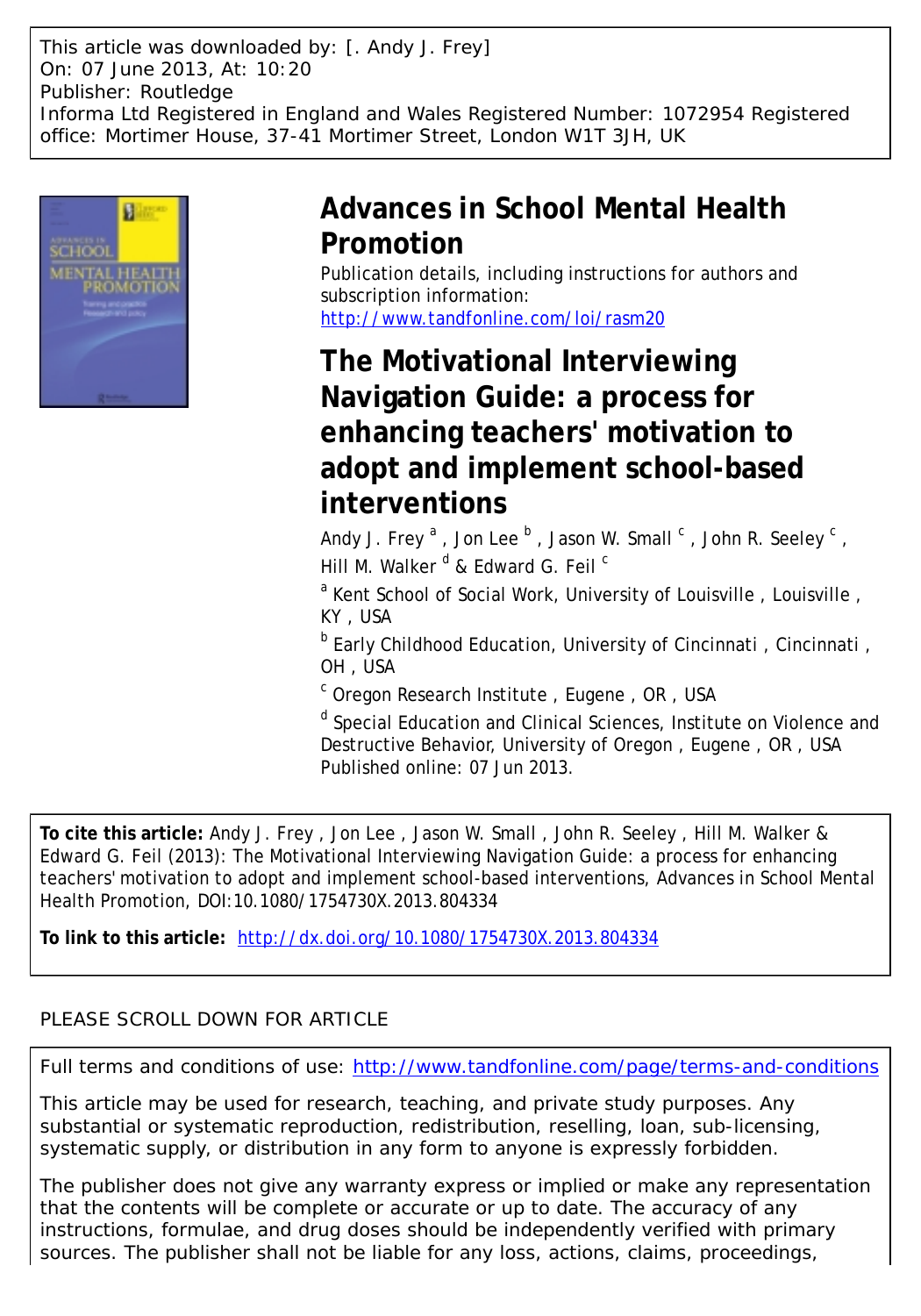This article was downloaded by: [. Andy J. Frey]
On: 07 June 2013, At: 10:20
Publisher: Routledge
Informa Ltd Registered in England and Wales Registered Number: 1072954 Registered office: Mortimer House, 37-41 Mortimer Street, London W1T 3JH, UK

# Advances in School Mental Health Promotion

Publication details, including instructions for authors and subscription information:
http://www.tandfonline.com/loi/rasm20

# The Motivational Interviewing Navigation Guide: a process for enhancing teachers' motivation to adopt and implement school-based interventions

Andy J. Frey [a] , Jon Lee [b] , Jason W. Small [c] , John R. Seeley [c] , Hill M. Walker [d] & Edward G. Feil [c]

[a] Kent School of Social Work, University of Louisville , Louisville , KY , USA

[b] Early Childhood Education, University of Cincinnati , Cincinnati , OH , USA

[c] Oregon Research Institute , Eugene , OR , USA

[d] Special Education and Clinical Sciences, Institute on Violence and Destructive Behavior, University of Oregon , Eugene , OR , USA

Published online: 07 Jun 2013.

**To cite this article:** Andy J. Frey , Jon Lee , Jason W. Small , John R. Seeley , Hill M. Walker & Edward G. Feil (2013): The Motivational Interviewing Navigation Guide: a process for enhancing teachers' motivation to adopt and implement school-based interventions, Advances in School Mental Health Promotion, DOI:10.1080/1754730X.2013.804334

**To link to this article:** http://dx.doi.org/10.1080/1754730X.2013.804334

PLEASE SCROLL DOWN FOR ARTICLE

Full terms and conditions of use: http://www.tandfonline.com/page/terms-and-conditions

This article may be used for research, teaching, and private study purposes. Any substantial or systematic reproduction, redistribution, reselling, loan, sub-licensing, systematic supply, or distribution in any form to anyone is expressly forbidden.

The publisher does not give any warranty express or implied or make any representation that the contents will be complete or accurate or up to date. The accuracy of any instructions, formulae, and drug doses should be independently verified with primary sources. The publisher shall not be liable for any loss, actions, claims, proceedings,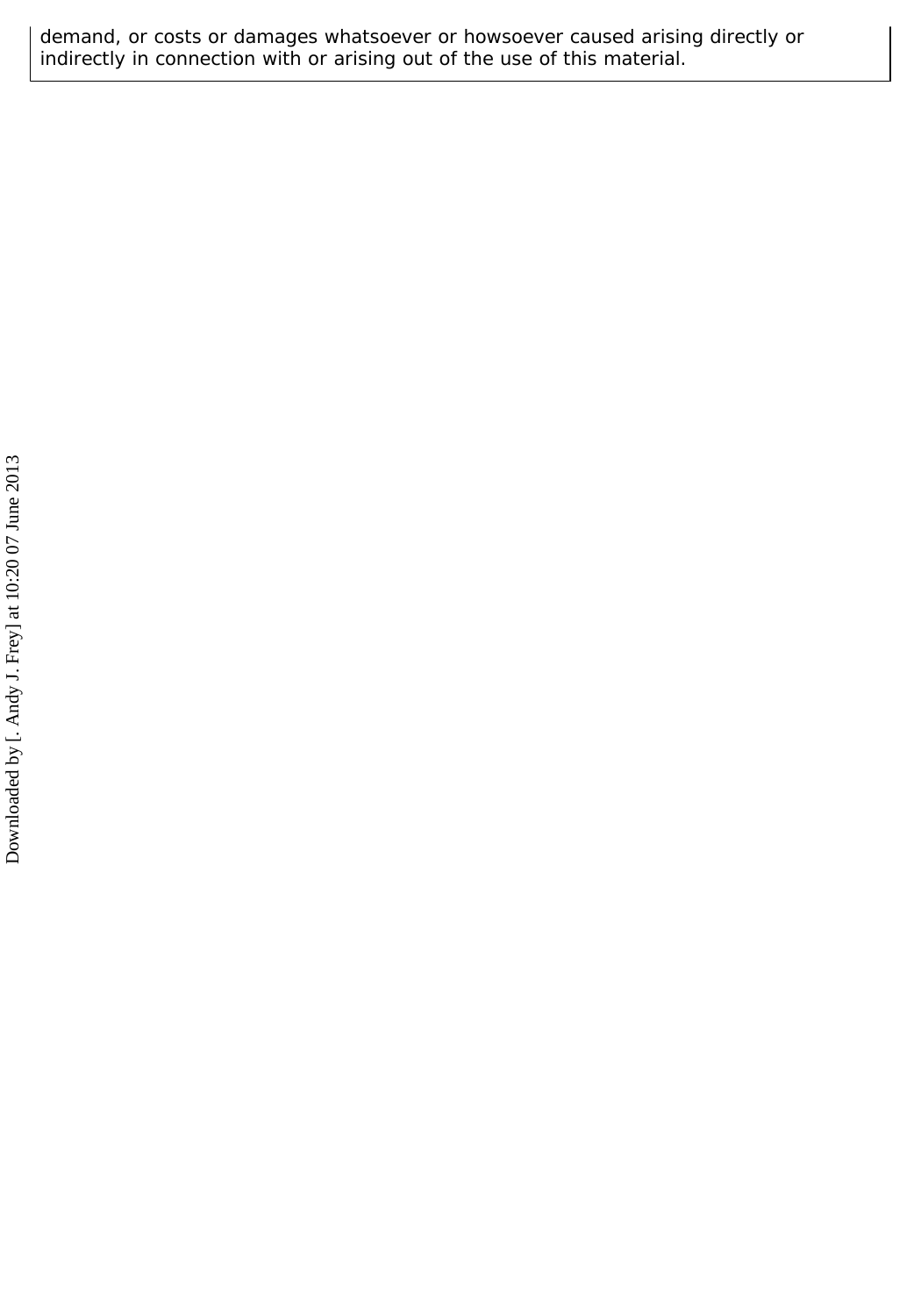demand, or costs or damages whatsoever or howsoever caused arising directly or indirectly in connection with or arising out of the use of this material.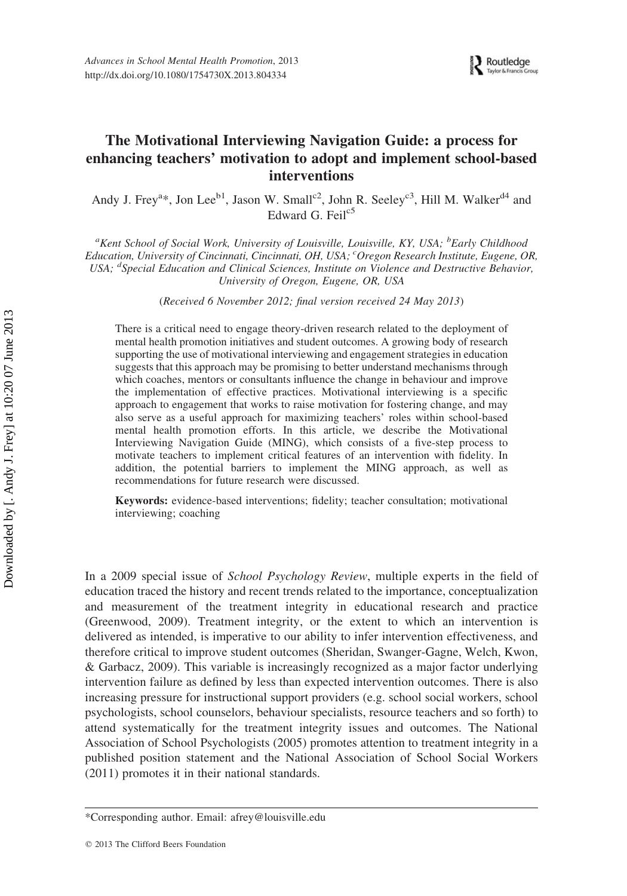# The Motivational Interviewing Navigation Guide: a process for enhancing teachers' motivation to adopt and implement school-based interventions

Andy J. Frey[a]*, Jon Lee[b1], Jason W. Small[c2], John R. Seeley[c3], Hill M. Walker[d4] and Edward G. Feil[c5]

[a]*Kent School of Social Work, University of Louisville, Louisville, KY, USA;* [b]*Early Childhood Education, University of Cincinnati, Cincinnati, OH, USA;* [c]*Oregon Research Institute, Eugene, OR, USA;* [d]*Special Education and Clinical Sciences, Institute on Violence and Destructive Behavior, University of Oregon, Eugene, OR, USA*

(*Received 6 November 2012; final version received 24 May 2013*)

There is a critical need to engage theory-driven research related to the deployment of mental health promotion initiatives and student outcomes. A growing body of research supporting the use of motivational interviewing and engagement strategies in education suggests that this approach may be promising to better understand mechanisms through which coaches, mentors or consultants influence the change in behaviour and improve the implementation of effective practices. Motivational interviewing is a specific approach to engagement that works to raise motivation for fostering change, and may also serve as a useful approach for maximizing teachers' roles within school-based mental health promotion efforts. In this article, we describe the Motivational Interviewing Navigation Guide (MING), which consists of a five-step process to motivate teachers to implement critical features of an intervention with fidelity. In addition, the potential barriers to implement the MING approach, as well as recommendations for future research were discussed.

**Keywords:** evidence-based interventions; fidelity; teacher consultation; motivational interviewing; coaching

In a 2009 special issue of *School Psychology Review*, multiple experts in the field of education traced the history and recent trends related to the importance, conceptualization and measurement of the treatment integrity in educational research and practice (Greenwood, 2009). Treatment integrity, or the extent to which an intervention is delivered as intended, is imperative to our ability to infer intervention effectiveness, and therefore critical to improve student outcomes (Sheridan, Swanger-Gagne, Welch, Kwon, & Garbacz, 2009). This variable is increasingly recognized as a major factor underlying intervention failure as defined by less than expected intervention outcomes. There is also increasing pressure for instructional support providers (e.g. school social workers, school psychologists, school counselors, behaviour specialists, resource teachers and so forth) to attend systematically for the treatment integrity issues and outcomes. The National Association of School Psychologists (2005) promotes attention to treatment integrity in a published position statement and the National Association of School Social Workers (2011) promotes it in their national standards.

*Corresponding author. Email: afrey@louisville.edu

© 2013 The Clifford Beers Foundation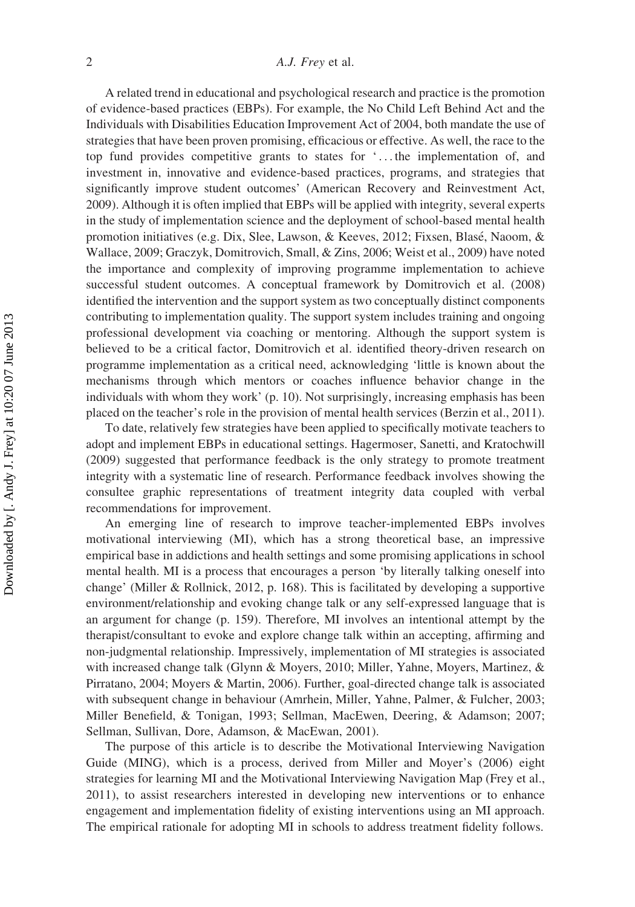A related trend in educational and psychological research and practice is the promotion of evidence-based practices (EBPs). For example, the No Child Left Behind Act and the Individuals with Disabilities Education Improvement Act of 2004, both mandate the use of strategies that have been proven promising, efficacious or effective. As well, the race to the top fund provides competitive grants to states for '. . . the implementation of, and investment in, innovative and evidence-based practices, programs, and strategies that significantly improve student outcomes' (American Recovery and Reinvestment Act, 2009). Although it is often implied that EBPs will be applied with integrity, several experts in the study of implementation science and the deployment of school-based mental health promotion initiatives (e.g. Dix, Slee, Lawson, & Keeves, 2012; Fixsen, Blasé, Naoom, & Wallace, 2009; Graczyk, Domitrovich, Small, & Zins, 2006; Weist et al., 2009) have noted the importance and complexity of improving programme implementation to achieve successful student outcomes. A conceptual framework by Domitrovich et al. (2008) identified the intervention and the support system as two conceptually distinct components contributing to implementation quality. The support system includes training and ongoing professional development via coaching or mentoring. Although the support system is believed to be a critical factor, Domitrovich et al. identified theory-driven research on programme implementation as a critical need, acknowledging 'little is known about the mechanisms through which mentors or coaches influence behavior change in the individuals with whom they work' (p. 10). Not surprisingly, increasing emphasis has been placed on the teacher's role in the provision of mental health services (Berzin et al., 2011).

To date, relatively few strategies have been applied to specifically motivate teachers to adopt and implement EBPs in educational settings. Hagermoser, Sanetti, and Kratochwill (2009) suggested that performance feedback is the only strategy to promote treatment integrity with a systematic line of research. Performance feedback involves showing the consultee graphic representations of treatment integrity data coupled with verbal recommendations for improvement.

An emerging line of research to improve teacher-implemented EBPs involves motivational interviewing (MI), which has a strong theoretical base, an impressive empirical base in addictions and health settings and some promising applications in school mental health. MI is a process that encourages a person 'by literally talking oneself into change' (Miller & Rollnick, 2012, p. 168). This is facilitated by developing a supportive environment/relationship and evoking change talk or any self-expressed language that is an argument for change (p. 159). Therefore, MI involves an intentional attempt by the therapist/consultant to evoke and explore change talk within an accepting, affirming and non-judgmental relationship. Impressively, implementation of MI strategies is associated with increased change talk (Glynn & Moyers, 2010; Miller, Yahne, Moyers, Martinez, & Pirratano, 2004; Moyers & Martin, 2006). Further, goal-directed change talk is associated with subsequent change in behaviour (Amrhein, Miller, Yahne, Palmer, & Fulcher, 2003; Miller Benefield, & Tonigan, 1993; Sellman, MacEwen, Deering, & Adamson; 2007; Sellman, Sullivan, Dore, Adamson, & MacEwan, 2001).

The purpose of this article is to describe the Motivational Interviewing Navigation Guide (MING), which is a process, derived from Miller and Moyer's (2006) eight strategies for learning MI and the Motivational Interviewing Navigation Map (Frey et al., 2011), to assist researchers interested in developing new interventions or to enhance engagement and implementation fidelity of existing interventions using an MI approach. The empirical rationale for adopting MI in schools to address treatment fidelity follows.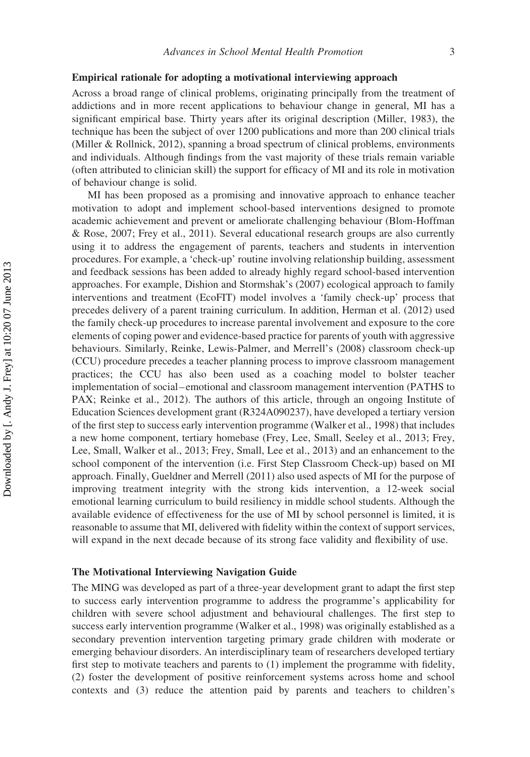### Empirical rationale for adopting a motivational interviewing approach

Across a broad range of clinical problems, originating principally from the treatment of addictions and in more recent applications to behaviour change in general, MI has a significant empirical base. Thirty years after its original description (Miller, 1983), the technique has been the subject of over 1200 publications and more than 200 clinical trials (Miller & Rollnick, 2012), spanning a broad spectrum of clinical problems, environments and individuals. Although findings from the vast majority of these trials remain variable (often attributed to clinician skill) the support for efficacy of MI and its role in motivation of behaviour change is solid.

MI has been proposed as a promising and innovative approach to enhance teacher motivation to adopt and implement school-based interventions designed to promote academic achievement and prevent or ameliorate challenging behaviour (Blom-Hoffman & Rose, 2007; Frey et al., 2011). Several educational research groups are also currently using it to address the engagement of parents, teachers and students in intervention procedures. For example, a 'check-up' routine involving relationship building, assessment and feedback sessions has been added to already highly regard school-based intervention approaches. For example, Dishion and Stormshak's (2007) ecological approach to family interventions and treatment (EcoFIT) model involves a 'family check-up' process that precedes delivery of a parent training curriculum. In addition, Herman et al. (2012) used the family check-up procedures to increase parental involvement and exposure to the core elements of coping power and evidence-based practice for parents of youth with aggressive behaviours. Similarly, Reinke, Lewis-Palmer, and Merrell's (2008) classroom check-up (CCU) procedure precedes a teacher planning process to improve classroom management practices; the CCU has also been used as a coaching model to bolster teacher implementation of social–emotional and classroom management intervention (PATHS to PAX; Reinke et al., 2012). The authors of this article, through an ongoing Institute of Education Sciences development grant (R324A090237), have developed a tertiary version of the first step to success early intervention programme (Walker et al., 1998) that includes a new home component, tertiary homebase (Frey, Lee, Small, Seeley et al., 2013; Frey, Lee, Small, Walker et al., 2013; Frey, Small, Lee et al., 2013) and an enhancement to the school component of the intervention (i.e. First Step Classroom Check-up) based on MI approach. Finally, Gueldner and Merrell (2011) also used aspects of MI for the purpose of improving treatment integrity with the strong kids intervention, a 12-week social emotional learning curriculum to build resiliency in middle school students. Although the available evidence of effectiveness for the use of MI by school personnel is limited, it is reasonable to assume that MI, delivered with fidelity within the context of support services, will expand in the next decade because of its strong face validity and flexibility of use.

### The Motivational Interviewing Navigation Guide

The MING was developed as part of a three-year development grant to adapt the first step to success early intervention programme to address the programme's applicability for children with severe school adjustment and behavioural challenges. The first step to success early intervention programme (Walker et al., 1998) was originally established as a secondary prevention intervention targeting primary grade children with moderate or emerging behaviour disorders. An interdisciplinary team of researchers developed tertiary first step to motivate teachers and parents to (1) implement the programme with fidelity, (2) foster the development of positive reinforcement systems across home and school contexts and (3) reduce the attention paid by parents and teachers to children's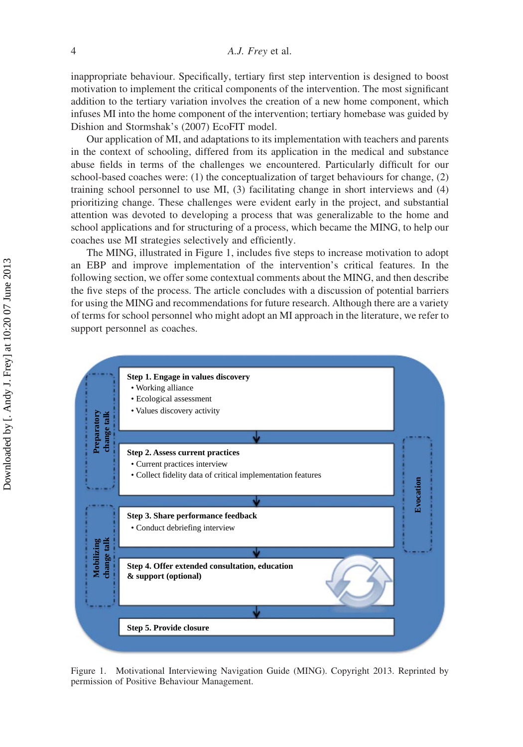inappropriate behaviour. Specifically, tertiary first step intervention is designed to boost motivation to implement the critical components of the intervention. The most significant addition to the tertiary variation involves the creation of a new home component, which infuses MI into the home component of the intervention; tertiary homebase was guided by Dishion and Stormshak's (2007) EcoFIT model.

Our application of MI, and adaptations to its implementation with teachers and parents in the context of schooling, differed from its application in the medical and substance abuse fields in terms of the challenges we encountered. Particularly difficult for our school-based coaches were: (1) the conceptualization of target behaviours for change, (2) training school personnel to use MI, (3) facilitating change in short interviews and (4) prioritizing change. These challenges were evident early in the project, and substantial attention was devoted to developing a process that was generalizable to the home and school applications and for structuring of a process, which became the MING, to help our coaches use MI strategies selectively and efficiently.

The MING, illustrated in Figure 1, includes five steps to increase motivation to adopt an EBP and improve implementation of the intervention's critical features. In the following section, we offer some contextual comments about the MING, and then describe the five steps of the process. The article concludes with a discussion of potential barriers for using the MING and recommendations for future research. Although there are a variety of terms for school personnel who might adopt an MI approach in the literature, we refer to support personnel as coaches.

Preparatory change talk

**Step 1. Engage in values discovery**
- Working alliance
- Ecological assessment
- Values discovery activity

**Step 2. Assess current practices**
- Current practices interview
- Collect fidelity data of critical implementation features

Mobilizing change talk

**Step 3. Share performance feedback**
- Conduct debriefing interview

**Step 4. Offer extended consultation, education & support (optional)**

**Step 5. Provide closure**

Evocation

Figure 1. Motivational Interviewing Navigation Guide (MING). Copyright 2013. Reprinted by permission of Positive Behaviour Management.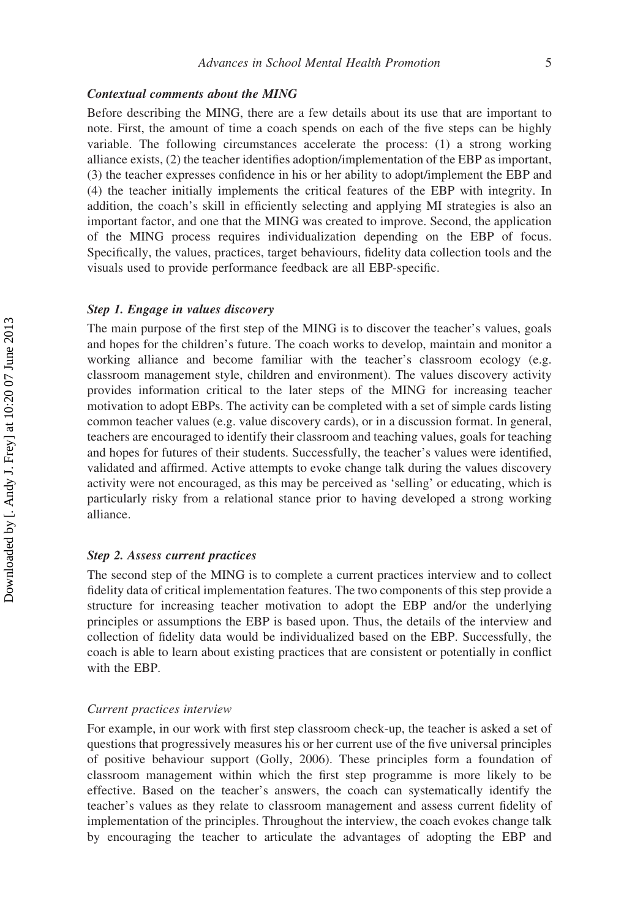### *Contextual comments about the MING*

Before describing the MING, there are a few details about its use that are important to note. First, the amount of time a coach spends on each of the five steps can be highly variable. The following circumstances accelerate the process: (1) a strong working alliance exists, (2) the teacher identifies adoption/implementation of the EBP as important, (3) the teacher expresses confidence in his or her ability to adopt/implement the EBP and (4) the teacher initially implements the critical features of the EBP with integrity. In addition, the coach's skill in efficiently selecting and applying MI strategies is also an important factor, and one that the MING was created to improve. Second, the application of the MING process requires individualization depending on the EBP of focus. Specifically, the values, practices, target behaviours, fidelity data collection tools and the visuals used to provide performance feedback are all EBP-specific.

### *Step 1. Engage in values discovery*

The main purpose of the first step of the MING is to discover the teacher's values, goals and hopes for the children's future. The coach works to develop, maintain and monitor a working alliance and become familiar with the teacher's classroom ecology (e.g. classroom management style, children and environment). The values discovery activity provides information critical to the later steps of the MING for increasing teacher motivation to adopt EBPs. The activity can be completed with a set of simple cards listing common teacher values (e.g. value discovery cards), or in a discussion format. In general, teachers are encouraged to identify their classroom and teaching values, goals for teaching and hopes for futures of their students. Successfully, the teacher's values were identified, validated and affirmed. Active attempts to evoke change talk during the values discovery activity were not encouraged, as this may be perceived as 'selling' or educating, which is particularly risky from a relational stance prior to having developed a strong working alliance.

### *Step 2. Assess current practices*

The second step of the MING is to complete a current practices interview and to collect fidelity data of critical implementation features. The two components of this step provide a structure for increasing teacher motivation to adopt the EBP and/or the underlying principles or assumptions the EBP is based upon. Thus, the details of the interview and collection of fidelity data would be individualized based on the EBP. Successfully, the coach is able to learn about existing practices that are consistent or potentially in conflict with the EBP.

#### *Current practices interview*

For example, in our work with first step classroom check-up, the teacher is asked a set of questions that progressively measures his or her current use of the five universal principles of positive behaviour support (Golly, 2006). These principles form a foundation of classroom management within which the first step programme is more likely to be effective. Based on the teacher's answers, the coach can systematically identify the teacher's values as they relate to classroom management and assess current fidelity of implementation of the principles. Throughout the interview, the coach evokes change talk by encouraging the teacher to articulate the advantages of adopting the EBP and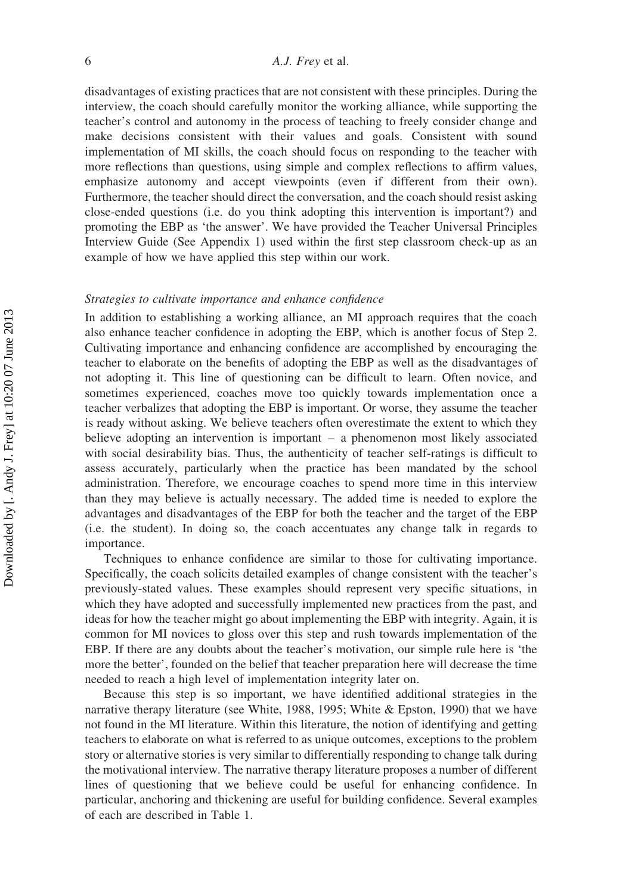disadvantages of existing practices that are not consistent with these principles. During the interview, the coach should carefully monitor the working alliance, while supporting the teacher's control and autonomy in the process of teaching to freely consider change and make decisions consistent with their values and goals. Consistent with sound implementation of MI skills, the coach should focus on responding to the teacher with more reflections than questions, using simple and complex reflections to affirm values, emphasize autonomy and accept viewpoints (even if different from their own). Furthermore, the teacher should direct the conversation, and the coach should resist asking close-ended questions (i.e. do you think adopting this intervention is important?) and promoting the EBP as 'the answer'. We have provided the Teacher Universal Principles Interview Guide (See Appendix 1) used within the first step classroom check-up as an example of how we have applied this step within our work.

### *Strategies to cultivate importance and enhance confidence*

In addition to establishing a working alliance, an MI approach requires that the coach also enhance teacher confidence in adopting the EBP, which is another focus of Step 2. Cultivating importance and enhancing confidence are accomplished by encouraging the teacher to elaborate on the benefits of adopting the EBP as well as the disadvantages of not adopting it. This line of questioning can be difficult to learn. Often novice, and sometimes experienced, coaches move too quickly towards implementation once a teacher verbalizes that adopting the EBP is important. Or worse, they assume the teacher is ready without asking. We believe teachers often overestimate the extent to which they believe adopting an intervention is important – a phenomenon most likely associated with social desirability bias. Thus, the authenticity of teacher self-ratings is difficult to assess accurately, particularly when the practice has been mandated by the school administration. Therefore, we encourage coaches to spend more time in this interview than they may believe is actually necessary. The added time is needed to explore the advantages and disadvantages of the EBP for both the teacher and the target of the EBP (i.e. the student). In doing so, the coach accentuates any change talk in regards to importance.

Techniques to enhance confidence are similar to those for cultivating importance. Specifically, the coach solicits detailed examples of change consistent with the teacher's previously-stated values. These examples should represent very specific situations, in which they have adopted and successfully implemented new practices from the past, and ideas for how the teacher might go about implementing the EBP with integrity. Again, it is common for MI novices to gloss over this step and rush towards implementation of the EBP. If there are any doubts about the teacher's motivation, our simple rule here is 'the more the better', founded on the belief that teacher preparation here will decrease the time needed to reach a high level of implementation integrity later on.

Because this step is so important, we have identified additional strategies in the narrative therapy literature (see White, 1988, 1995; White & Epston, 1990) that we have not found in the MI literature. Within this literature, the notion of identifying and getting teachers to elaborate on what is referred to as unique outcomes, exceptions to the problem story or alternative stories is very similar to differentially responding to change talk during the motivational interview. The narrative therapy literature proposes a number of different lines of questioning that we believe could be useful for enhancing confidence. In particular, anchoring and thickening are useful for building confidence. Several examples of each are described in Table 1.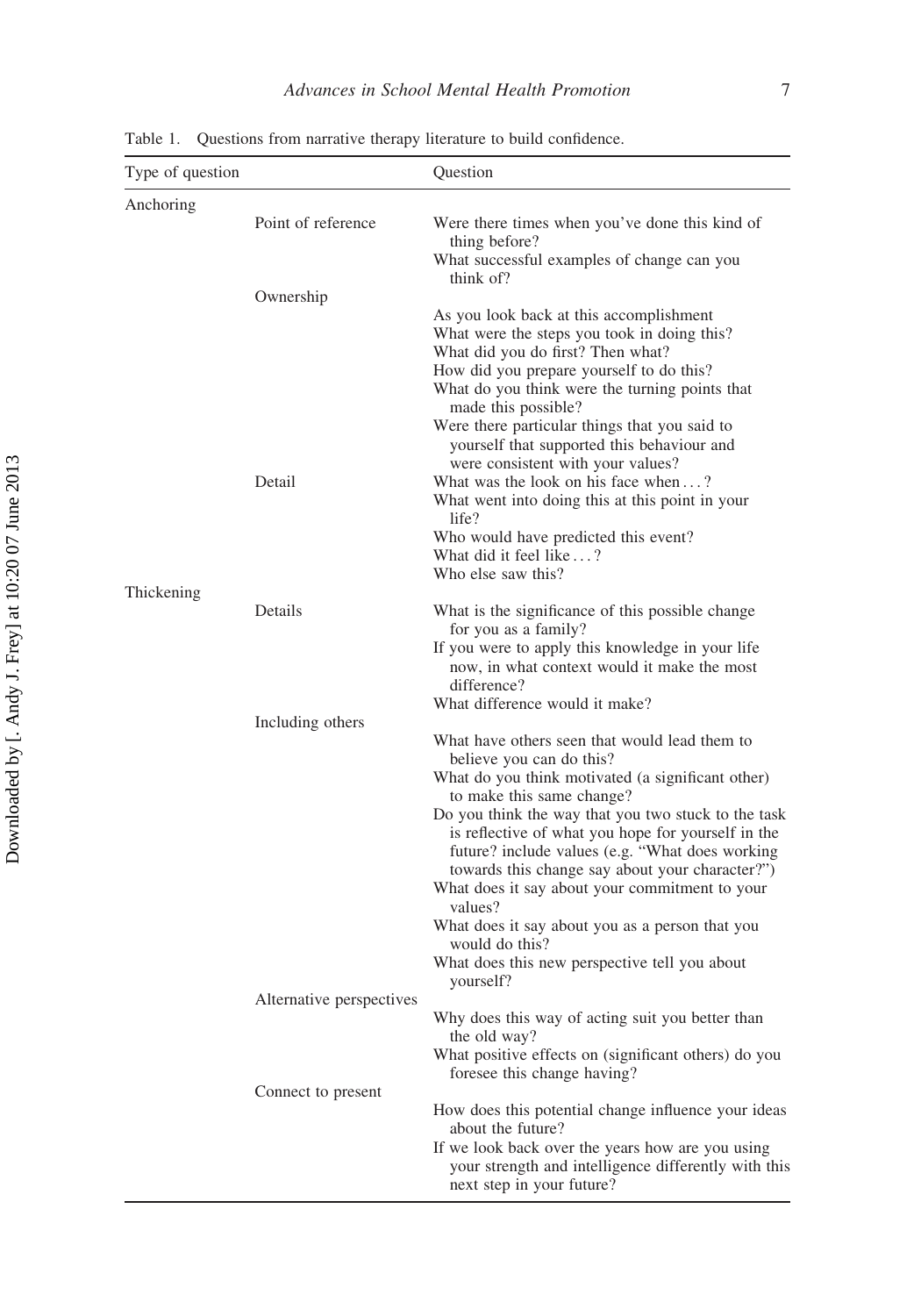Table 1. Questions from narrative therapy literature to build confidence.

| Type of question | | Question |
|---|---|---|
| Anchoring | | |
| | Point of reference | Were there times when you've done this kind of thing before? |
| | | What successful examples of change can you think of? |
| | Ownership | |
| | | As you look back at this accomplishment |
| | | What were the steps you took in doing this? |
| | | What did you do first? Then what? |
| | | How did you prepare yourself to do this? |
| | | What do you think were the turning points that made this possible? |
| | | Were there particular things that you said to yourself that supported this behaviour and were consistent with your values? |
| | Detail | What was the look on his face when . . . ? |
| | | What went into doing this at this point in your life? |
| | | Who would have predicted this event? |
| | | What did it feel like . . . ? |
| | | Who else saw this? |
| Thickening | | |
| | Details | What is the significance of this possible change for you as a family? |
| | | If you were to apply this knowledge in your life now, in what context would it make the most difference? |
| | | What difference would it make? |
| | Including others | |
| | | What have others seen that would lead them to believe you can do this? |
| | | What do you think motivated (a significant other) to make this same change? |
| | | Do you think the way that you two stuck to the task is reflective of what you hope for yourself in the future? include values (e.g. "What does working towards this change say about your character?") |
| | | What does it say about your commitment to your values? |
| | | What does it say about you as a person that you would do this? |
| | | What does this new perspective tell you about yourself? |
| | Alternative perspectives | |
| | | Why does this way of acting suit you better than the old way? |
| | | What positive effects on (significant others) do you foresee this change having? |
| | Connect to present | |
| | | How does this potential change influence your ideas about the future? |
| | | If we look back over the years how are you using your strength and intelligence differently with this next step in your future? |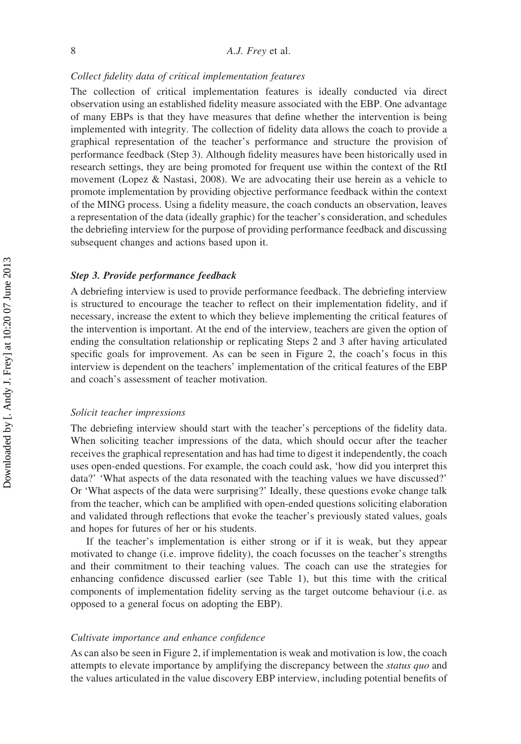*Collect fidelity data of critical implementation features*

The collection of critical implementation features is ideally conducted via direct observation using an established fidelity measure associated with the EBP. One advantage of many EBPs is that they have measures that define whether the intervention is being implemented with integrity. The collection of fidelity data allows the coach to provide a graphical representation of the teacher's performance and structure the provision of performance feedback (Step 3). Although fidelity measures have been historically used in research settings, they are being promoted for frequent use within the context of the RtI movement (Lopez & Nastasi, 2008). We are advocating their use herein as a vehicle to promote implementation by providing objective performance feedback within the context of the MING process. Using a fidelity measure, the coach conducts an observation, leaves a representation of the data (ideally graphic) for the teacher's consideration, and schedules the debriefing interview for the purpose of providing performance feedback and discussing subsequent changes and actions based upon it.

### Step 3. Provide performance feedback

A debriefing interview is used to provide performance feedback. The debriefing interview is structured to encourage the teacher to reflect on their implementation fidelity, and if necessary, increase the extent to which they believe implementing the critical features of the intervention is important. At the end of the interview, teachers are given the option of ending the consultation relationship or replicating Steps 2 and 3 after having articulated specific goals for improvement. As can be seen in Figure 2, the coach's focus in this interview is dependent on the teachers' implementation of the critical features of the EBP and coach's assessment of teacher motivation.

*Solicit teacher impressions*

The debriefing interview should start with the teacher's perceptions of the fidelity data. When soliciting teacher impressions of the data, which should occur after the teacher receives the graphical representation and has had time to digest it independently, the coach uses open-ended questions. For example, the coach could ask, 'how did you interpret this data?' 'What aspects of the data resonated with the teaching values we have discussed?' Or 'What aspects of the data were surprising?' Ideally, these questions evoke change talk from the teacher, which can be amplified with open-ended questions soliciting elaboration and validated through reflections that evoke the teacher's previously stated values, goals and hopes for futures of her or his students.

If the teacher's implementation is either strong or if it is weak, but they appear motivated to change (i.e. improve fidelity), the coach focusses on the teacher's strengths and their commitment to their teaching values. The coach can use the strategies for enhancing confidence discussed earlier (see Table 1), but this time with the critical components of implementation fidelity serving as the target outcome behaviour (i.e. as opposed to a general focus on adopting the EBP).

*Cultivate importance and enhance confidence*

As can also be seen in Figure 2, if implementation is weak and motivation is low, the coach attempts to elevate importance by amplifying the discrepancy between the *status quo* and the values articulated in the value discovery EBP interview, including potential benefits of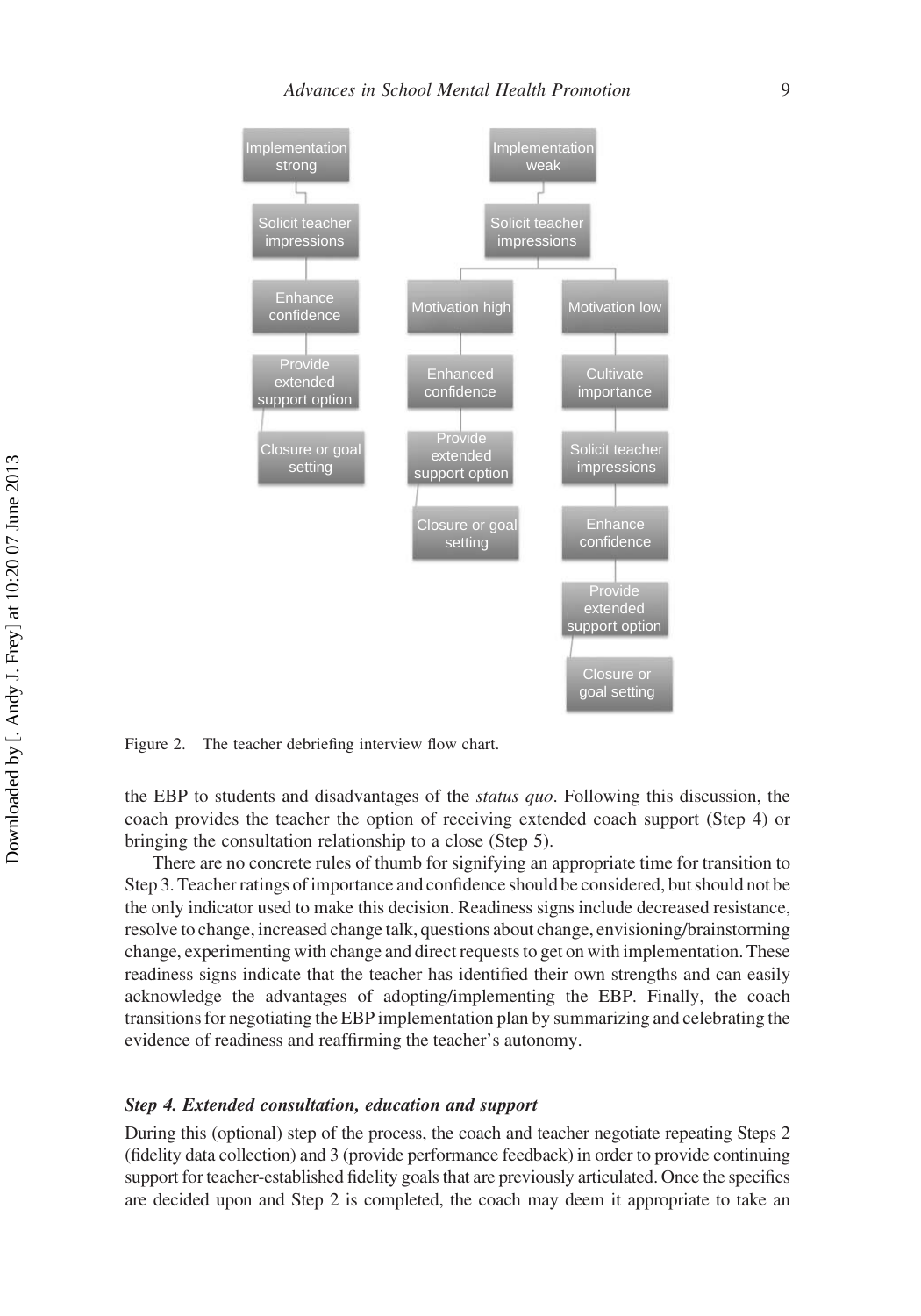- Implementation strong
  - Solicit teacher impressions
  - Enhance confidence
  - Provide extended support option
  - Closure or goal setting
- Implementation weak
  - Solicit teacher impressions
    - Motivation high
      - Enhanced confidence
      - Provide extended support option
      - Closure or goal setting
    - Motivation low
      - Cultivate importance
      - Solicit teacher impressions
      - Enhance confidence
      - Provide extended support option
      - Closure or goal setting

Figure 2. The teacher debriefing interview flow chart.

the EBP to students and disadvantages of the *status quo*. Following this discussion, the coach provides the teacher the option of receiving extended coach support (Step 4) or bringing the consultation relationship to a close (Step 5).

There are no concrete rules of thumb for signifying an appropriate time for transition to Step 3. Teacher ratings of importance and confidence should be considered, but should not be the only indicator used to make this decision. Readiness signs include decreased resistance, resolve to change, increased change talk, questions about change, envisioning/brainstorming change, experimenting with change and direct requests to get on with implementation. These readiness signs indicate that the teacher has identified their own strengths and can easily acknowledge the advantages of adopting/implementing the EBP. Finally, the coach transitions for negotiating the EBP implementation plan by summarizing and celebrating the evidence of readiness and reaffirming the teacher's autonomy.

### *Step 4. Extended consultation, education and support*

During this (optional) step of the process, the coach and teacher negotiate repeating Steps 2 (fidelity data collection) and 3 (provide performance feedback) in order to provide continuing support for teacher-established fidelity goals that are previously articulated. Once the specifics are decided upon and Step 2 is completed, the coach may deem it appropriate to take an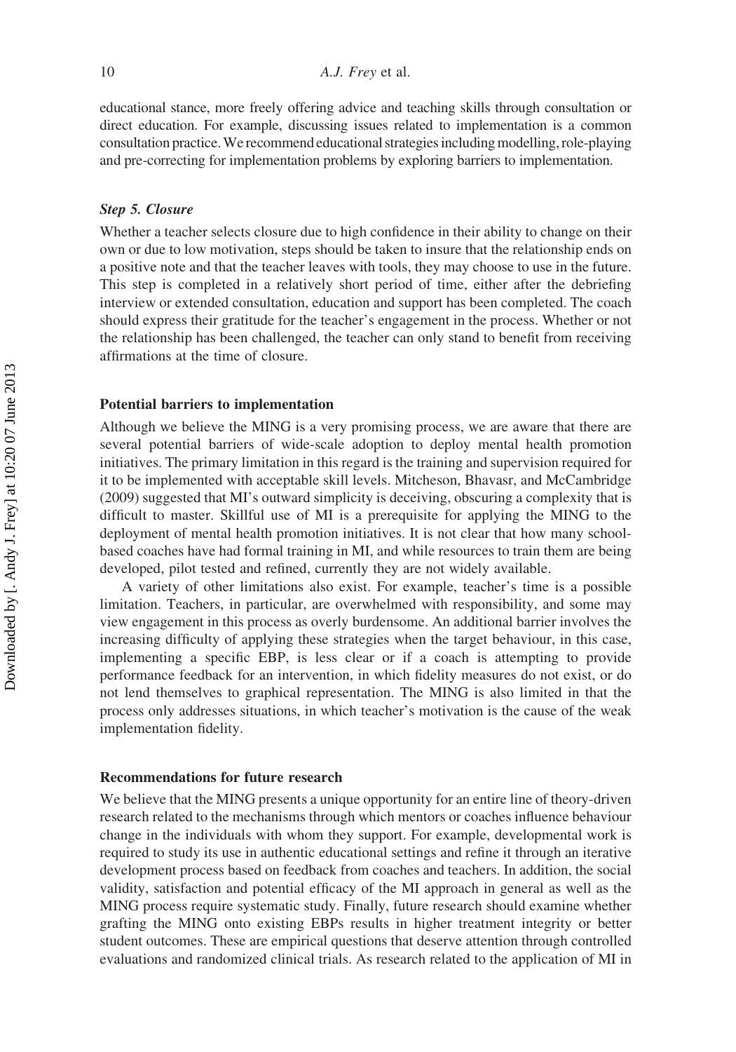educational stance, more freely offering advice and teaching skills through consultation or direct education. For example, discussing issues related to implementation is a common consultation practice. We recommend educational strategies including modelling, role-playing and pre-correcting for implementation problems by exploring barriers to implementation.

### *Step 5. Closure*

Whether a teacher selects closure due to high confidence in their ability to change on their own or due to low motivation, steps should be taken to insure that the relationship ends on a positive note and that the teacher leaves with tools, they may choose to use in the future. This step is completed in a relatively short period of time, either after the debriefing interview or extended consultation, education and support has been completed. The coach should express their gratitude for the teacher's engagement in the process. Whether or not the relationship has been challenged, the teacher can only stand to benefit from receiving affirmations at the time of closure.

## Potential barriers to implementation

Although we believe the MING is a very promising process, we are aware that there are several potential barriers of wide-scale adoption to deploy mental health promotion initiatives. The primary limitation in this regard is the training and supervision required for it to be implemented with acceptable skill levels. Mitcheson, Bhavasr, and McCambridge (2009) suggested that MI's outward simplicity is deceiving, obscuring a complexity that is difficult to master. Skillful use of MI is a prerequisite for applying the MING to the deployment of mental health promotion initiatives. It is not clear that how many school-based coaches have had formal training in MI, and while resources to train them are being developed, pilot tested and refined, currently they are not widely available.

A variety of other limitations also exist. For example, teacher's time is a possible limitation. Teachers, in particular, are overwhelmed with responsibility, and some may view engagement in this process as overly burdensome. An additional barrier involves the increasing difficulty of applying these strategies when the target behaviour, in this case, implementing a specific EBP, is less clear or if a coach is attempting to provide performance feedback for an intervention, in which fidelity measures do not exist, or do not lend themselves to graphical representation. The MING is also limited in that the process only addresses situations, in which teacher's motivation is the cause of the weak implementation fidelity.

## Recommendations for future research

We believe that the MING presents a unique opportunity for an entire line of theory-driven research related to the mechanisms through which mentors or coaches influence behaviour change in the individuals with whom they support. For example, developmental work is required to study its use in authentic educational settings and refine it through an iterative development process based on feedback from coaches and teachers. In addition, the social validity, satisfaction and potential efficacy of the MI approach in general as well as the MING process require systematic study. Finally, future research should examine whether grafting the MING onto existing EBPs results in higher treatment integrity or better student outcomes. These are empirical questions that deserve attention through controlled evaluations and randomized clinical trials. As research related to the application of MI in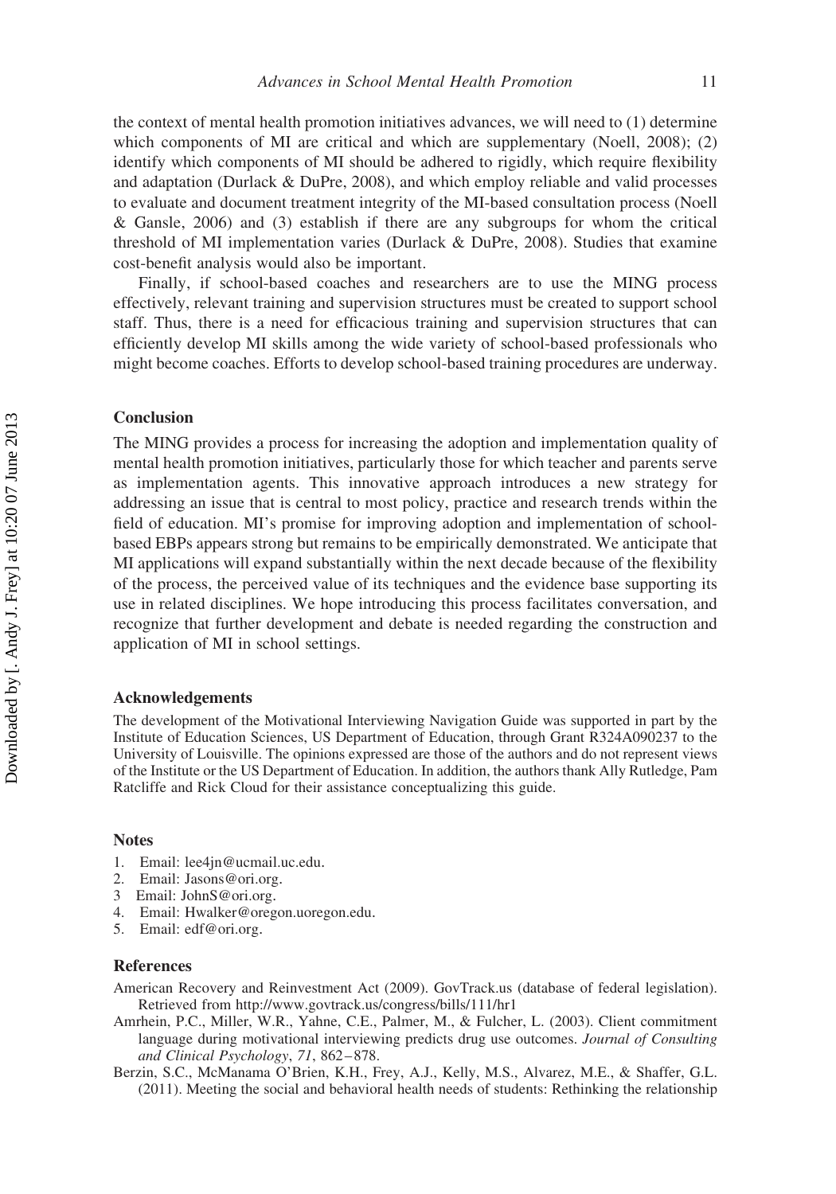the context of mental health promotion initiatives advances, we will need to (1) determine which components of MI are critical and which are supplementary (Noell, 2008); (2) identify which components of MI should be adhered to rigidly, which require flexibility and adaptation (Durlack & DuPre, 2008), and which employ reliable and valid processes to evaluate and document treatment integrity of the MI-based consultation process (Noell & Gansle, 2006) and (3) establish if there are any subgroups for whom the critical threshold of MI implementation varies (Durlack & DuPre, 2008). Studies that examine cost-benefit analysis would also be important.

Finally, if school-based coaches and researchers are to use the MING process effectively, relevant training and supervision structures must be created to support school staff. Thus, there is a need for efficacious training and supervision structures that can efficiently develop MI skills among the wide variety of school-based professionals who might become coaches. Efforts to develop school-based training procedures are underway.

## Conclusion

The MING provides a process for increasing the adoption and implementation quality of mental health promotion initiatives, particularly those for which teacher and parents serve as implementation agents. This innovative approach introduces a new strategy for addressing an issue that is central to most policy, practice and research trends within the field of education. MI's promise for improving adoption and implementation of school-based EBPs appears strong but remains to be empirically demonstrated. We anticipate that MI applications will expand substantially within the next decade because of the flexibility of the process, the perceived value of its techniques and the evidence base supporting its use in related disciplines. We hope introducing this process facilitates conversation, and recognize that further development and debate is needed regarding the construction and application of MI in school settings.

## Acknowledgements

The development of the Motivational Interviewing Navigation Guide was supported in part by the Institute of Education Sciences, US Department of Education, through Grant R324A090237 to the University of Louisville. The opinions expressed are those of the authors and do not represent views of the Institute or the US Department of Education. In addition, the authors thank Ally Rutledge, Pam Ratcliffe and Rick Cloud for their assistance conceptualizing this guide.

## Notes

1. Email: lee4jn@ucmail.uc.edu.
2. Email: Jasons@ori.org.
3. Email: JohnS@ori.org.
4. Email: Hwalker@oregon.uoregon.edu.
5. Email: edf@ori.org.

## References

American Recovery and Reinvestment Act (2009). GovTrack.us (database of federal legislation). Retrieved from http://www.govtrack.us/congress/bills/111/hr1

Amrhein, P.C., Miller, W.R., Yahne, C.E., Palmer, M., & Fulcher, L. (2003). Client commitment language during motivational interviewing predicts drug use outcomes. *Journal of Consulting and Clinical Psychology*, *71*, 862–878.

Berzin, S.C., McManama O'Brien, K.H., Frey, A.J., Kelly, M.S., Alvarez, M.E., & Shaffer, G.L. (2011). Meeting the social and behavioral health needs of students: Rethinking the relationship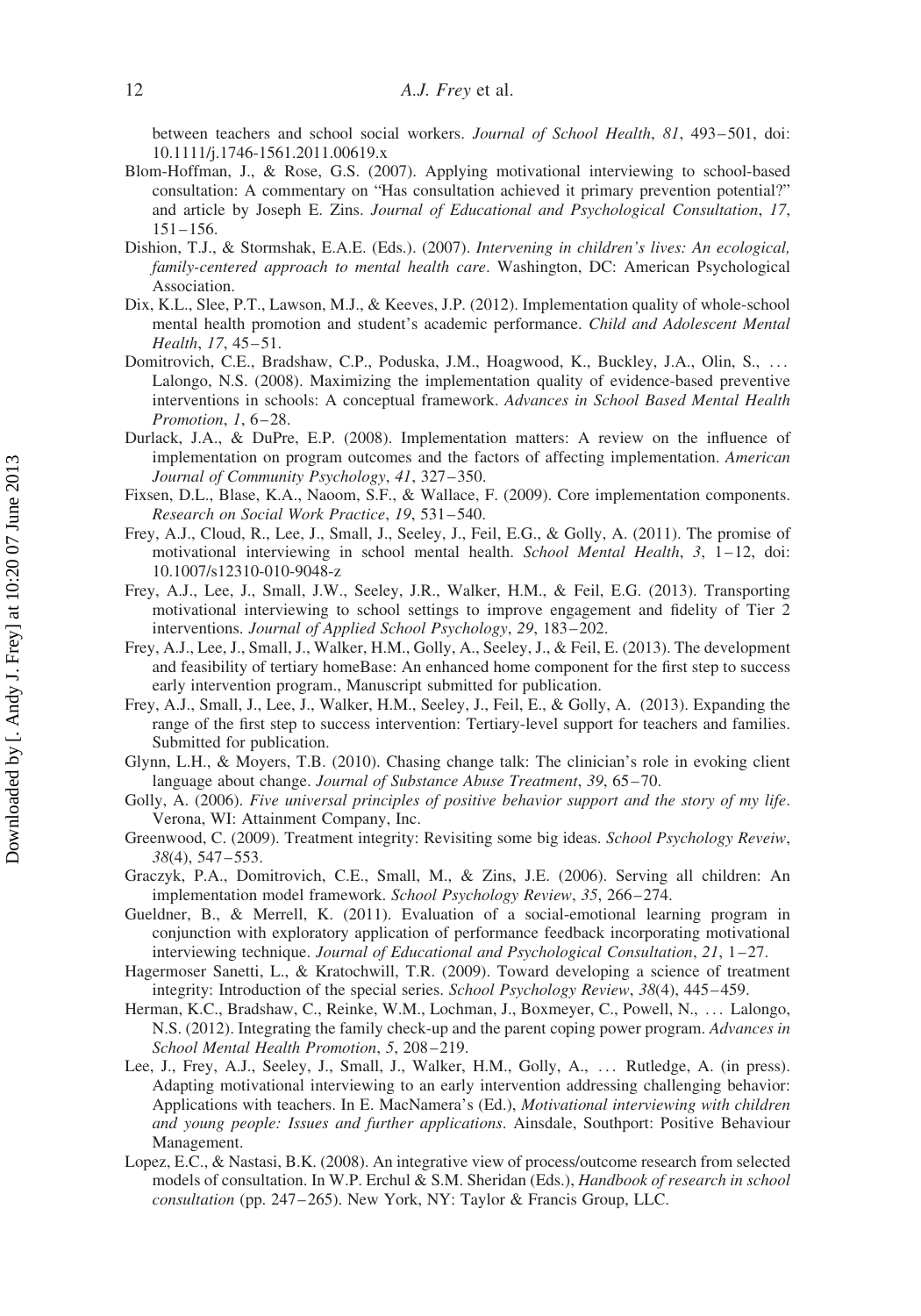between teachers and school social workers. *Journal of School Health*, *81*, 493–501, doi: 10.1111/j.1746-1561.2011.00619.x

Blom-Hoffman, J., & Rose, G.S. (2007). Applying motivational interviewing to school-based consultation: A commentary on "Has consultation achieved it primary prevention potential?" and article by Joseph E. Zins. *Journal of Educational and Psychological Consultation*, *17*, 151–156.

Dishion, T.J., & Stormshak, E.A.E. (Eds.). (2007). *Intervening in children's lives: An ecological, family-centered approach to mental health care*. Washington, DC: American Psychological Association.

Dix, K.L., Slee, P.T., Lawson, M.J., & Keeves, J.P. (2012). Implementation quality of whole-school mental health promotion and student's academic performance. *Child and Adolescent Mental Health*, *17*, 45–51.

Domitrovich, C.E., Bradshaw, C.P., Poduska, J.M., Hoagwood, K., Buckley, J.A., Olin, S., … Lalongo, N.S. (2008). Maximizing the implementation quality of evidence-based preventive interventions in schools: A conceptual framework. *Advances in School Based Mental Health Promotion*, *1*, 6–28.

Durlack, J.A., & DuPre, E.P. (2008). Implementation matters: A review on the influence of implementation on program outcomes and the factors of affecting implementation. *American Journal of Community Psychology*, *41*, 327–350.

Fixsen, D.L., Blase, K.A., Naoom, S.F., & Wallace, F. (2009). Core implementation components. *Research on Social Work Practice*, *19*, 531–540.

Frey, A.J., Cloud, R., Lee, J., Small, J., Seeley, J., Feil, E.G., & Golly, A. (2011). The promise of motivational interviewing in school mental health. *School Mental Health*, *3*, 1–12, doi: 10.1007/s12310-010-9048-z

Frey, A.J., Lee, J., Small, J.W., Seeley, J.R., Walker, H.M., & Feil, E.G. (2013). Transporting motivational interviewing to school settings to improve engagement and fidelity of Tier 2 interventions. *Journal of Applied School Psychology*, *29*, 183–202.

Frey, A.J., Lee, J., Small, J., Walker, H.M., Golly, A., Seeley, J., & Feil, E. (2013). The development and feasibility of tertiary homeBase: An enhanced home component for the first step to success early intervention program., Manuscript submitted for publication.

Frey, A.J., Small, J., Lee, J., Walker, H.M., Seeley, J., Feil, E., & Golly, A. (2013). Expanding the range of the first step to success intervention: Tertiary-level support for teachers and families. Submitted for publication.

Glynn, L.H., & Moyers, T.B. (2010). Chasing change talk: The clinician's role in evoking client language about change. *Journal of Substance Abuse Treatment*, *39*, 65–70.

Golly, A. (2006). *Five universal principles of positive behavior support and the story of my life*. Verona, WI: Attainment Company, Inc.

Greenwood, C. (2009). Treatment integrity: Revisiting some big ideas. *School Psychology Reveiw*, *38*(4), 547–553.

Graczyk, P.A., Domitrovich, C.E., Small, M., & Zins, J.E. (2006). Serving all children: An implementation model framework. *School Psychology Review*, *35*, 266–274.

Gueldner, B., & Merrell, K. (2011). Evaluation of a social-emotional learning program in conjunction with exploratory application of performance feedback incorporating motivational interviewing technique. *Journal of Educational and Psychological Consultation*, *21*, 1–27.

Hagermoser Sanetti, L., & Kratochwill, T.R. (2009). Toward developing a science of treatment integrity: Introduction of the special series. *School Psychology Review*, *38*(4), 445–459.

Herman, K.C., Bradshaw, C., Reinke, W.M., Lochman, J., Boxmeyer, C., Powell, N., … Lalongo, N.S. (2012). Integrating the family check-up and the parent coping power program. *Advances in School Mental Health Promotion*, *5*, 208–219.

Lee, J., Frey, A.J., Seeley, J., Small, J., Walker, H.M., Golly, A., … Rutledge, A. (in press). Adapting motivational interviewing to an early intervention addressing challenging behavior: Applications with teachers. In E. MacNamera's (Ed.), *Motivational interviewing with children and young people: Issues and further applications*. Ainsdale, Southport: Positive Behaviour Management.

Lopez, E.C., & Nastasi, B.K. (2008). An integrative view of process/outcome research from selected models of consultation. In W.P. Erchul & S.M. Sheridan (Eds.), *Handbook of research in school consultation* (pp. 247–265). New York, NY: Taylor & Francis Group, LLC.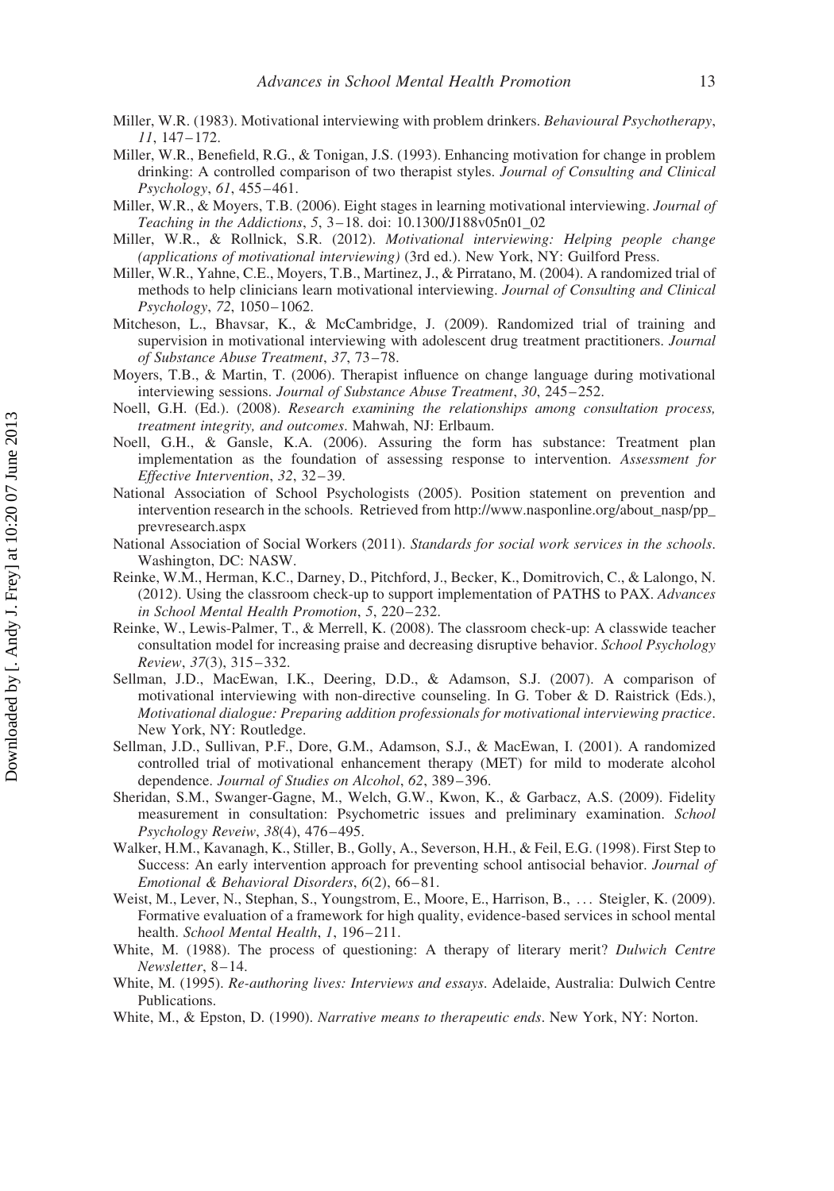Miller, W.R. (1983). Motivational interviewing with problem drinkers. *Behavioural Psychotherapy*, *11*, 147–172.

Miller, W.R., Benefield, R.G., & Tonigan, J.S. (1993). Enhancing motivation for change in problem drinking: A controlled comparison of two therapist styles. *Journal of Consulting and Clinical Psychology*, *61*, 455–461.

Miller, W.R., & Moyers, T.B. (2006). Eight stages in learning motivational interviewing. *Journal of Teaching in the Addictions*, *5*, 3–18. doi: 10.1300/J188v05n01_02

Miller, W.R., & Rollnick, S.R. (2012). *Motivational interviewing: Helping people change (applications of motivational interviewing)* (3rd ed.). New York, NY: Guilford Press.

Miller, W.R., Yahne, C.E., Moyers, T.B., Martinez, J., & Pirratano, M. (2004). A randomized trial of methods to help clinicians learn motivational interviewing. *Journal of Consulting and Clinical Psychology*, *72*, 1050–1062.

Mitcheson, L., Bhavsar, K., & McCambridge, J. (2009). Randomized trial of training and supervision in motivational interviewing with adolescent drug treatment practitioners. *Journal of Substance Abuse Treatment*, *37*, 73–78.

Moyers, T.B., & Martin, T. (2006). Therapist influence on change language during motivational interviewing sessions. *Journal of Substance Abuse Treatment*, *30*, 245–252.

Noell, G.H. (Ed.). (2008). *Research examining the relationships among consultation process, treatment integrity, and outcomes*. Mahwah, NJ: Erlbaum.

Noell, G.H., & Gansle, K.A. (2006). Assuring the form has substance: Treatment plan implementation as the foundation of assessing response to intervention. *Assessment for Effective Intervention*, *32*, 32–39.

National Association of School Psychologists (2005). Position statement on prevention and intervention research in the schools. Retrieved from http://www.nasponline.org/about_nasp/pp_prevresearch.aspx

National Association of Social Workers (2011). *Standards for social work services in the schools*. Washington, DC: NASW.

Reinke, W.M., Herman, K.C., Darney, D., Pitchford, J., Becker, K., Domitrovich, C., & Lalongo, N. (2012). Using the classroom check-up to support implementation of PATHS to PAX. *Advances in School Mental Health Promotion*, *5*, 220–232.

Reinke, W., Lewis-Palmer, T., & Merrell, K. (2008). The classroom check-up: A classwide teacher consultation model for increasing praise and decreasing disruptive behavior. *School Psychology Review*, *37*(3), 315–332.

Sellman, J.D., MacEwan, I.K., Deering, D.D., & Adamson, S.J. (2007). A comparison of motivational interviewing with non-directive counseling. In G. Tober & D. Raistrick (Eds.), *Motivational dialogue: Preparing addition professionals for motivational interviewing practice*. New York, NY: Routledge.

Sellman, J.D., Sullivan, P.F., Dore, G.M., Adamson, S.J., & MacEwan, I. (2001). A randomized controlled trial of motivational enhancement therapy (MET) for mild to moderate alcohol dependence. *Journal of Studies on Alcohol*, *62*, 389–396.

Sheridan, S.M., Swanger-Gagne, M., Welch, G.W., Kwon, K., & Garbacz, A.S. (2009). Fidelity measurement in consultation: Psychometric issues and preliminary examination. *School Psychology Reveiw*, *38*(4), 476–495.

Walker, H.M., Kavanagh, K., Stiller, B., Golly, A., Severson, H.H., & Feil, E.G. (1998). First Step to Success: An early intervention approach for preventing school antisocial behavior. *Journal of Emotional & Behavioral Disorders*, *6*(2), 66–81.

Weist, M., Lever, N., Stephan, S., Youngstrom, E., Moore, E., Harrison, B., … Steigler, K. (2009). Formative evaluation of a framework for high quality, evidence-based services in school mental health. *School Mental Health*, *1*, 196–211.

White, M. (1988). The process of questioning: A therapy of literary merit? *Dulwich Centre Newsletter*, 8–14.

White, M. (1995). *Re-authoring lives: Interviews and essays*. Adelaide, Australia: Dulwich Centre Publications.

White, M., & Epston, D. (1990). *Narrative means to therapeutic ends*. New York, NY: Norton.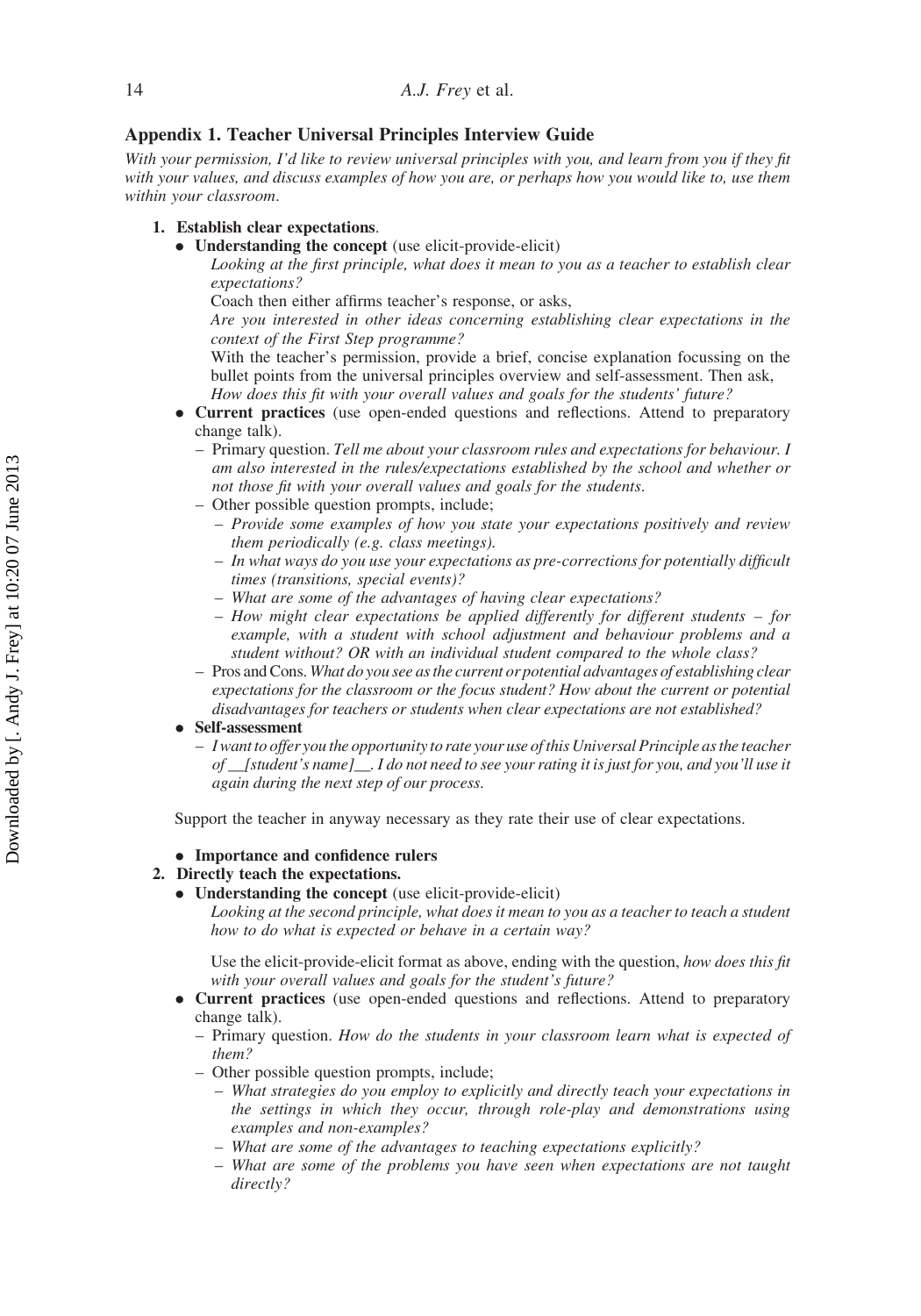## Appendix 1. Teacher Universal Principles Interview Guide

*With your permission, I'd like to review universal principles with you, and learn from you if they fit with your values, and discuss examples of how you are, or perhaps how you would like to, use them within your classroom.*

1. **Establish clear expectations**.
   - **Understanding the concept** (use elicit-provide-elicit)

     *Looking at the first principle, what does it mean to you as a teacher to establish clear expectations?*

     Coach then either affirms teacher's response, or asks,

     *Are you interested in other ideas concerning establishing clear expectations in the context of the First Step programme?*

     With the teacher's permission, provide a brief, concise explanation focussing on the bullet points from the universal principles overview and self-assessment. Then ask,

     *How does this fit with your overall values and goals for the students' future?*
   - **Current practices** (use open-ended questions and reflections. Attend to preparatory change talk).
     - Primary question. *Tell me about your classroom rules and expectations for behaviour. I am also interested in the rules/expectations established by the school and whether or not those fit with your overall values and goals for the students.*
     - Other possible question prompts, include;
       - *Provide some examples of how you state your expectations positively and review them periodically (e.g. class meetings).*
       - *In what ways do you use your expectations as pre-corrections for potentially difficult times (transitions, special events)?*
       - *What are some of the advantages of having clear expectations?*
       - *How might clear expectations be applied differently for different students – for example, with a student with school adjustment and behaviour problems and a student without? OR with an individual student compared to the whole class?*
     - Pros and Cons. *What do you see as the current or potential advantages of establishing clear expectations for the classroom or the focus student? How about the current or potential disadvantages for teachers or students when clear expectations are not established?*
   - **Self-assessment**
     - *I want to offer you the opportunity to rate your use of this Universal Principle as the teacher of \_\_[student's name]\_\_. I do not need to see your rating it is just for you, and you'll use it again during the next step of our process.*

   Support the teacher in anyway necessary as they rate their use of clear expectations.

   - **Importance and confidence rulers**
2. **Directly teach the expectations.**
   - **Understanding the concept** (use elicit-provide-elicit)

     *Looking at the second principle, what does it mean to you as a teacher to teach a student how to do what is expected or behave in a certain way?*

     Use the elicit-provide-elicit format as above, ending with the question, *how does this fit with your overall values and goals for the student's future?*
   - **Current practices** (use open-ended questions and reflections. Attend to preparatory change talk).
     - Primary question. *How do the students in your classroom learn what is expected of them?*
     - Other possible question prompts, include;
       - *What strategies do you employ to explicitly and directly teach your expectations in the settings in which they occur, through role-play and demonstrations using examples and non-examples?*
       - *What are some of the advantages to teaching expectations explicitly?*
       - *What are some of the problems you have seen when expectations are not taught directly?*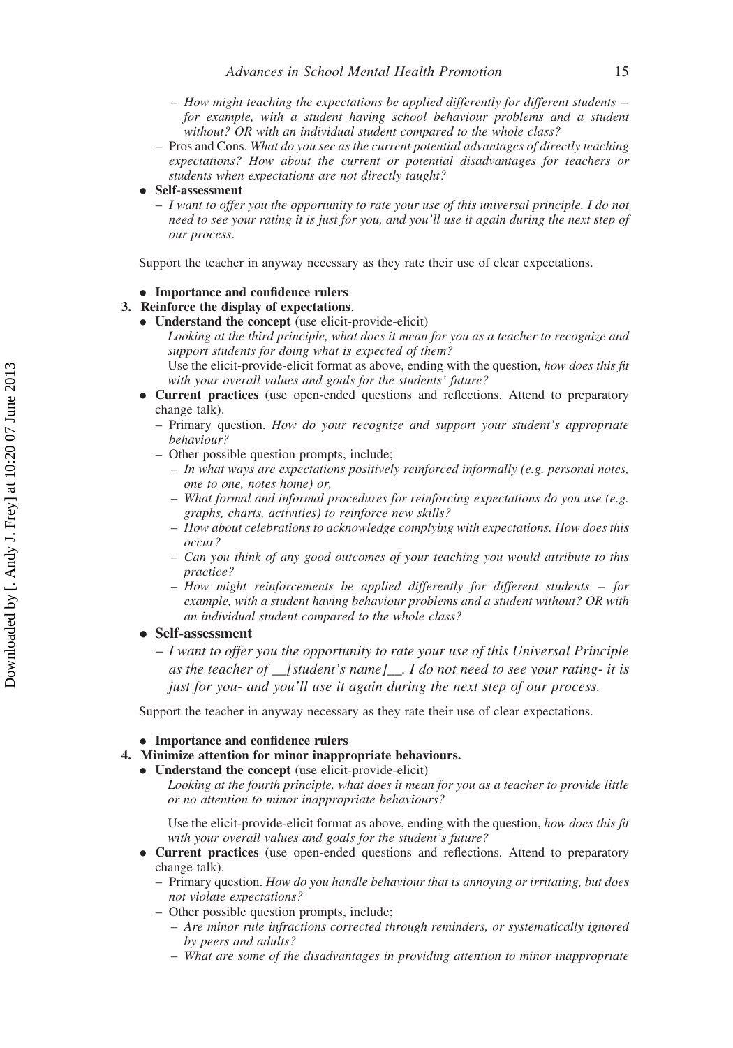- *How might teaching the expectations be applied differently for different students – for example, with a student having school behaviour problems and a student without? OR with an individual student compared to the whole class?*
- Pros and Cons. *What do you see as the current potential advantages of directly teaching expectations? How about the current or potential disadvantages for teachers or students when expectations are not directly taught?*

- **Self-assessment**
  - *I want to offer you the opportunity to rate your use of this universal principle. I do not need to see your rating it is just for you, and you'll use it again during the next step of our process*.

Support the teacher in anyway necessary as they rate their use of clear expectations.

- **Importance and confidence rulers**

**3. Reinforce the display of expectations**.

- **Understand the concept** (use elicit-provide-elicit)

  *Looking at the third principle, what does it mean for you as a teacher to recognize and support students for doing what is expected of them?*

  Use the elicit-provide-elicit format as above, ending with the question, *how does this fit with your overall values and goals for the students' future?*

- **Current practices** (use open-ended questions and reflections. Attend to preparatory change talk).
  - Primary question. *How do your recognize and support your student's appropriate behaviour?*
  - Other possible question prompts, include;
    - *In what ways are expectations positively reinforced informally (e.g. personal notes, one to one, notes home) or,*
    - *What formal and informal procedures for reinforcing expectations do you use (e.g. graphs, charts, activities) to reinforce new skills?*
    - *How about celebrations to acknowledge complying with expectations. How does this occur?*
    - *Can you think of any good outcomes of your teaching you would attribute to this practice?*
    - *How might reinforcements be applied differently for different students – for example, with a student having behaviour problems and a student without? OR with an individual student compared to the whole class?*

- **Self-assessment**
  - *I want to offer you the opportunity to rate your use of this Universal Principle as the teacher of \_\_[student's name]\_\_. I do not need to see your rating- it is just for you- and you'll use it again during the next step of our process.*

Support the teacher in anyway necessary as they rate their use of clear expectations.

- **Importance and confidence rulers**

**4. Minimize attention for minor inappropriate behaviours.**

- **Understand the concept** (use elicit-provide-elicit)

  *Looking at the fourth principle, what does it mean for you as a teacher to provide little or no attention to minor inappropriate behaviours?*

  Use the elicit-provide-elicit format as above, ending with the question, *how does this fit with your overall values and goals for the student's future?*

- **Current practices** (use open-ended questions and reflections. Attend to preparatory change talk).
  - Primary question. *How do you handle behaviour that is annoying or irritating, but does not violate expectations?*
  - Other possible question prompts, include;
    - *Are minor rule infractions corrected through reminders, or systematically ignored by peers and adults?*
    - *What are some of the disadvantages in providing attention to minor inappropriate*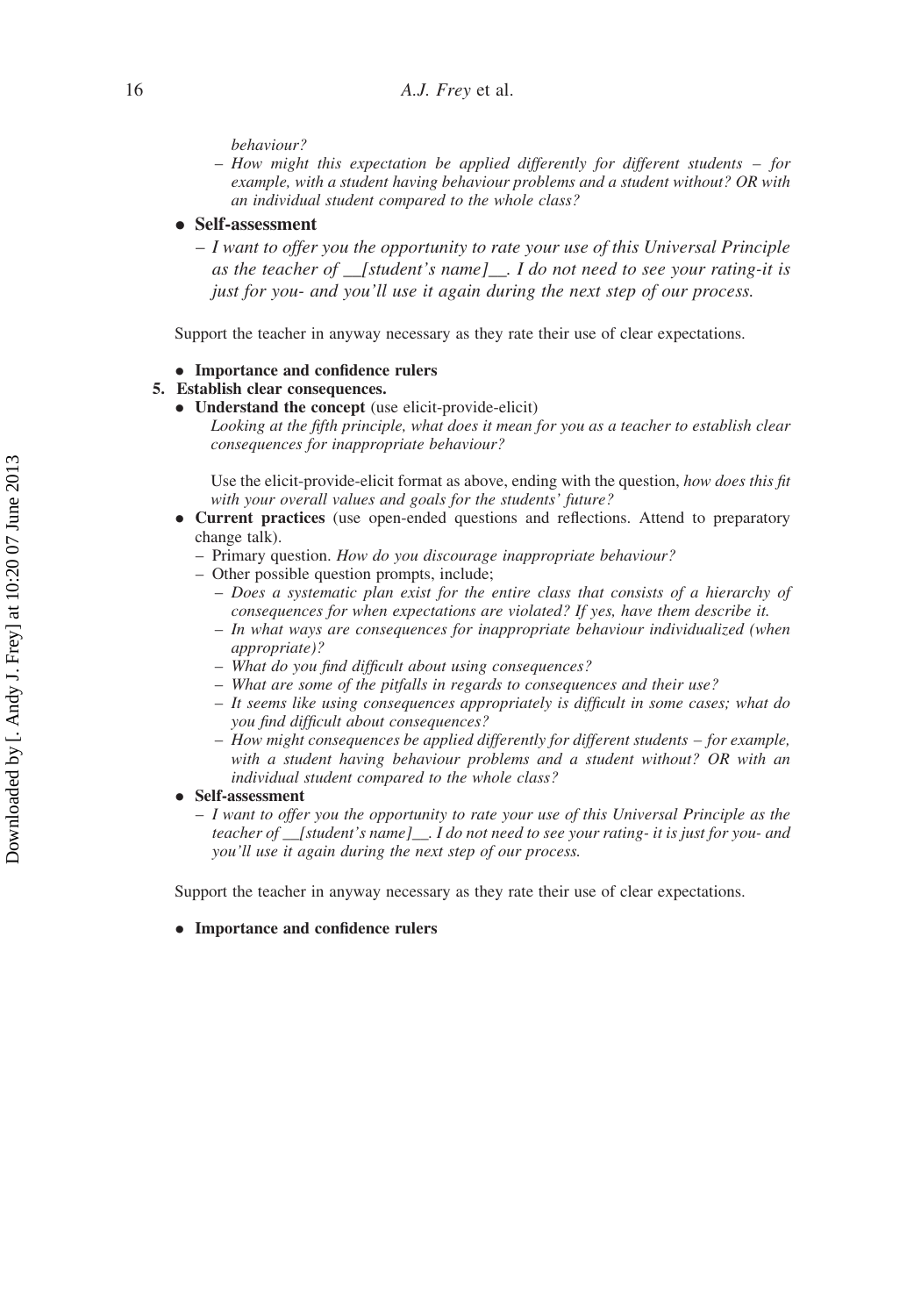*behaviour?*

- *How might this expectation be applied differently for different students – for example, with a student having behaviour problems and a student without? OR with an individual student compared to the whole class?*

- **Self-assessment**
  - *I want to offer you the opportunity to rate your use of this Universal Principle as the teacher of __[student's name]__. I do not need to see your rating-it is just for you- and you'll use it again during the next step of our process.*

Support the teacher in anyway necessary as they rate their use of clear expectations.

- **Importance and confidence rulers**

**5. Establish clear consequences.**

- **Understand the concept** (use elicit-provide-elicit)

  *Looking at the fifth principle, what does it mean for you as a teacher to establish clear consequences for inappropriate behaviour?*

  Use the elicit-provide-elicit format as above, ending with the question, *how does this fit with your overall values and goals for the students' future?*

- **Current practices** (use open-ended questions and reflections. Attend to preparatory change talk).
  - Primary question. *How do you discourage inappropriate behaviour?*
  - Other possible question prompts, include;
    - *Does a systematic plan exist for the entire class that consists of a hierarchy of consequences for when expectations are violated? If yes, have them describe it.*
    - *In what ways are consequences for inappropriate behaviour individualized (when appropriate)?*
    - *What do you find difficult about using consequences?*
    - *What are some of the pitfalls in regards to consequences and their use?*
    - *It seems like using consequences appropriately is difficult in some cases; what do you find difficult about consequences?*
    - *How might consequences be applied differently for different students – for example, with a student having behaviour problems and a student without? OR with an individual student compared to the whole class?*

- **Self-assessment**
  - *I want to offer you the opportunity to rate your use of this Universal Principle as the teacher of __[student's name]__. I do not need to see your rating- it is just for you- and you'll use it again during the next step of our process.*

Support the teacher in anyway necessary as they rate their use of clear expectations.

- **Importance and confidence rulers**